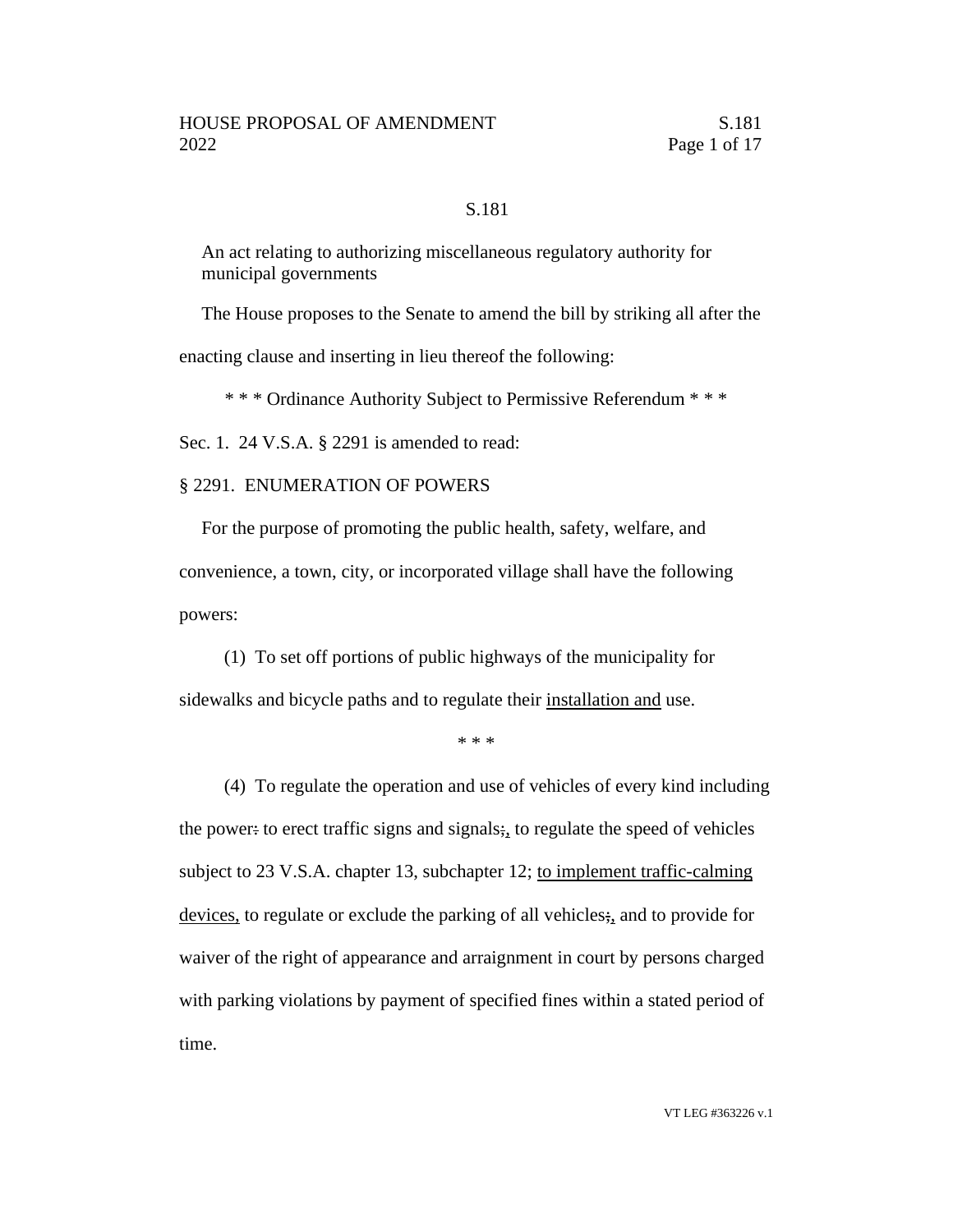S.181

An act relating to authorizing miscellaneous regulatory authority for municipal governments

The House proposes to the Senate to amend the bill by striking all after the enacting clause and inserting in lieu thereof the following:

\* \* \* Ordinance Authority Subject to Permissive Referendum \* \* \*

Sec. 1. 24 V.S.A. § 2291 is amended to read:

§ 2291. ENUMERATION OF POWERS

For the purpose of promoting the public health, safety, welfare, and convenience, a town, city, or incorporated village shall have the following powers:

(1) To set off portions of public highways of the municipality for sidewalks and bicycle paths and to regulate their <u>installation and</u> use.

\* \* \*

(4) To regulate the operation and use of vehicles of every kind including the power~~:~~ to erect traffic signs and signals~~;~~<u>,</u> to regulate the speed of vehicles subject to 23 V.S.A. chapter 13, subchapter 12; <u>to implement traffic-calming devices,</u> to regulate or exclude the parking of all vehicles~~;~~<u>,</u> and to provide for waiver of the right of appearance and arraignment in court by persons charged with parking violations by payment of specified fines within a stated period of time.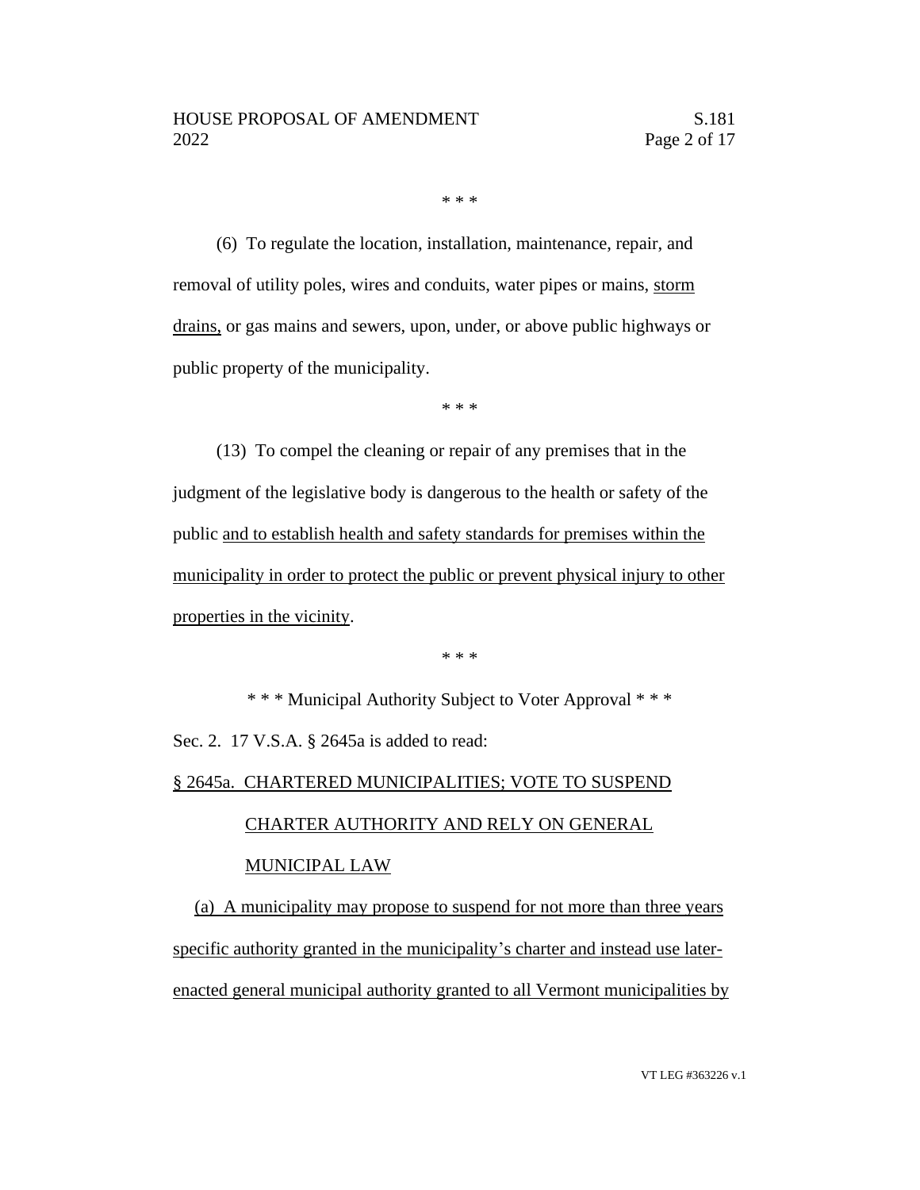\* \* \*

(6) To regulate the location, installation, maintenance, repair, and removal of utility poles, wires and conduits, water pipes or mains, <u>storm drains,</u> or gas mains and sewers, upon, under, or above public highways or public property of the municipality.

\* \* \*

(13) To compel the cleaning or repair of any premises that in the judgment of the legislative body is dangerous to the health or safety of the public <u>and to establish health and safety standards for premises within the municipality in order to protect the public or prevent physical injury to other properties in the vicinity</u>.

\* \* \*

\* \* \* Municipal Authority Subject to Voter Approval \* \* \*

Sec. 2. 17 V.S.A. § 2645a is added to read:

<u>§ 2645a. CHARTERED MUNICIPALITIES; VOTE TO SUSPEND CHARTER AUTHORITY AND RELY ON GENERAL MUNICIPAL LAW</u>

<u>(a) A municipality may propose to suspend for not more than three years specific authority granted in the municipality's charter and instead use later-enacted general municipal authority granted to all Vermont municipalities by</u>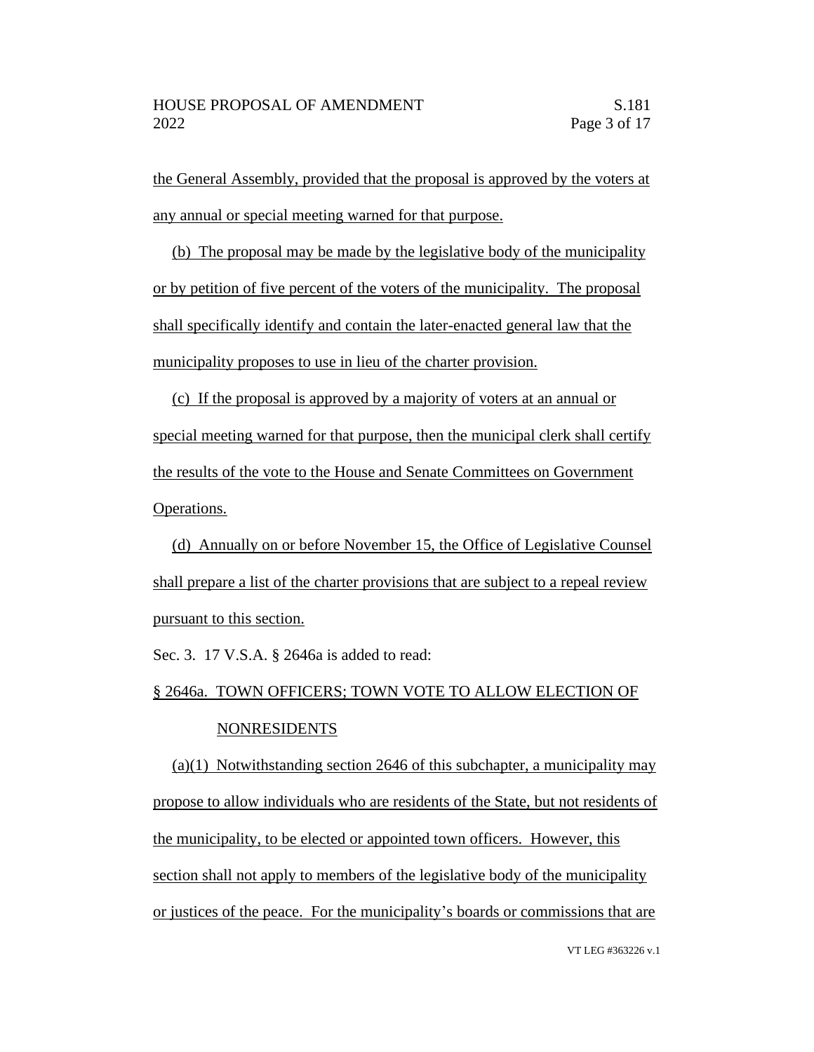the General Assembly, provided that the proposal is approved by the voters at any annual or special meeting warned for that purpose.

(b) The proposal may be made by the legislative body of the municipality or by petition of five percent of the voters of the municipality. The proposal shall specifically identify and contain the later-enacted general law that the municipality proposes to use in lieu of the charter provision.

(c) If the proposal is approved by a majority of voters at an annual or special meeting warned for that purpose, then the municipal clerk shall certify the results of the vote to the House and Senate Committees on Government Operations.

(d) Annually on or before November 15, the Office of Legislative Counsel shall prepare a list of the charter provisions that are subject to a repeal review pursuant to this section.

Sec. 3. 17 V.S.A. § 2646a is added to read:

§ 2646a. TOWN OFFICERS; TOWN VOTE TO ALLOW ELECTION OF NONRESIDENTS

(a)(1) Notwithstanding section 2646 of this subchapter, a municipality may propose to allow individuals who are residents of the State, but not residents of the municipality, to be elected or appointed town officers. However, this section shall not apply to members of the legislative body of the municipality or justices of the peace. For the municipality's boards or commissions that are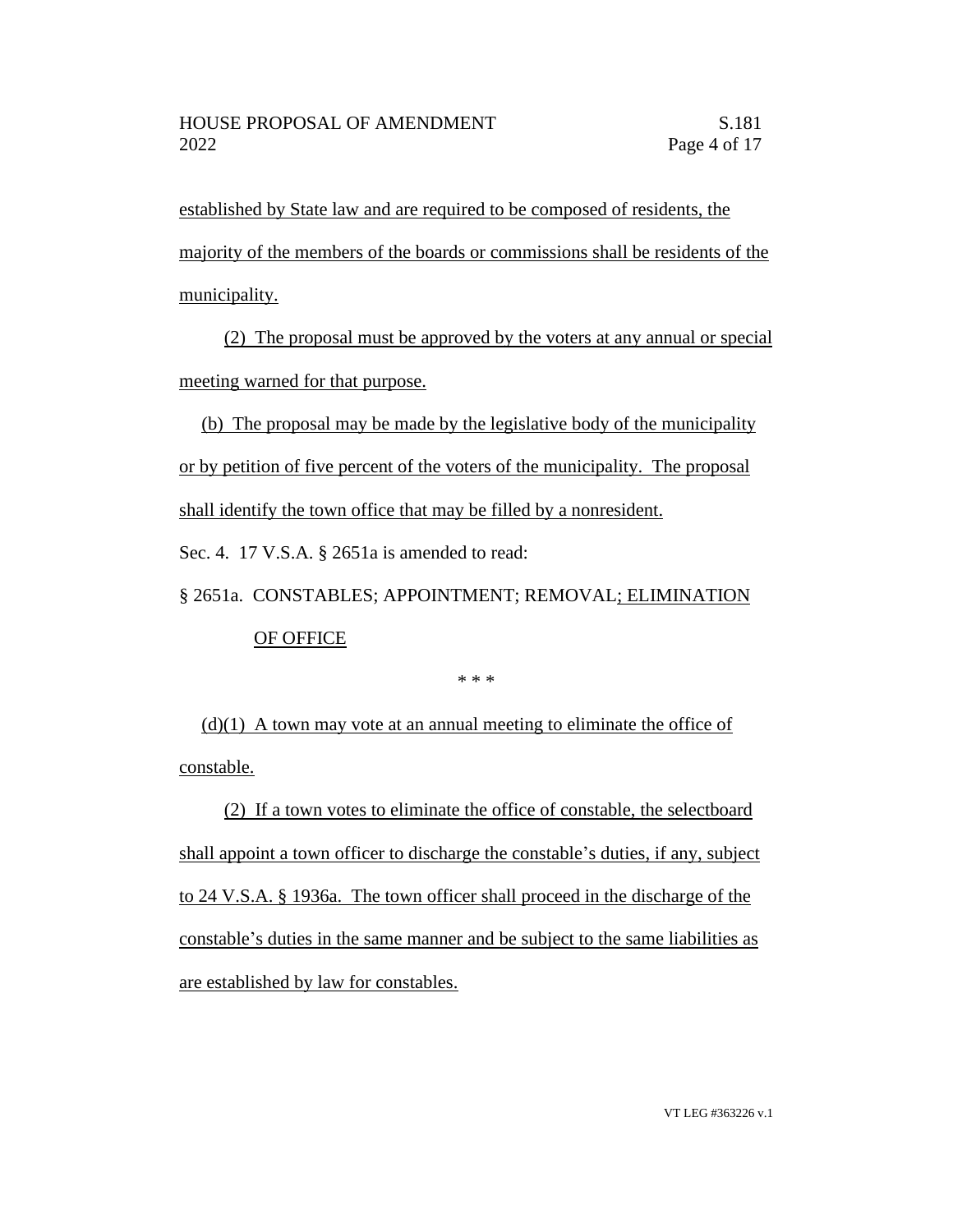established by State law and are required to be composed of residents, the majority of the members of the boards or commissions shall be residents of the municipality.

(2) The proposal must be approved by the voters at any annual or special meeting warned for that purpose.

(b) The proposal may be made by the legislative body of the municipality or by petition of five percent of the voters of the municipality. The proposal shall identify the town office that may be filled by a nonresident.

Sec. 4. 17 V.S.A. § 2651a is amended to read:

§ 2651a. CONSTABLES; APPOINTMENT; REMOVAL; ELIMINATION OF OFFICE

\* \* \*

(d)(1) A town may vote at an annual meeting to eliminate the office of constable.

(2) If a town votes to eliminate the office of constable, the selectboard shall appoint a town officer to discharge the constable's duties, if any, subject to 24 V.S.A. § 1936a. The town officer shall proceed in the discharge of the constable's duties in the same manner and be subject to the same liabilities as are established by law for constables.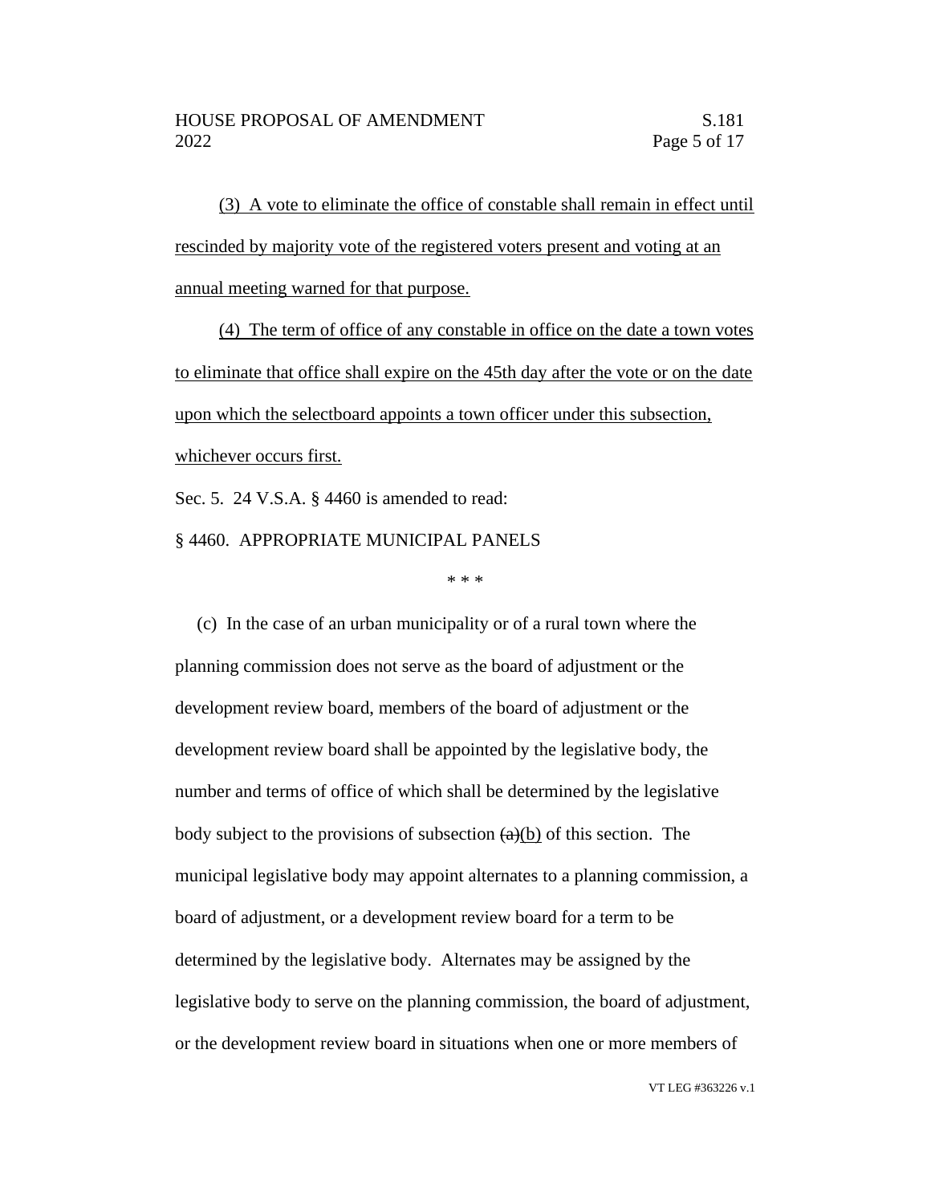(3) A vote to eliminate the office of constable shall remain in effect until rescinded by majority vote of the registered voters present and voting at an annual meeting warned for that purpose.

(4) The term of office of any constable in office on the date a town votes to eliminate that office shall expire on the 45th day after the vote or on the date upon which the selectboard appoints a town officer under this subsection, whichever occurs first.

Sec. 5. 24 V.S.A. § 4460 is amended to read:

§ 4460. APPROPRIATE MUNICIPAL PANELS

\* \* \*

(c) In the case of an urban municipality or of a rural town where the planning commission does not serve as the board of adjustment or the development review board, members of the board of adjustment or the development review board shall be appointed by the legislative body, the number and terms of office of which shall be determined by the legislative body subject to the provisions of subsection ~~(a)~~(b) of this section. The municipal legislative body may appoint alternates to a planning commission, a board of adjustment, or a development review board for a term to be determined by the legislative body. Alternates may be assigned by the legislative body to serve on the planning commission, the board of adjustment, or the development review board in situations when one or more members of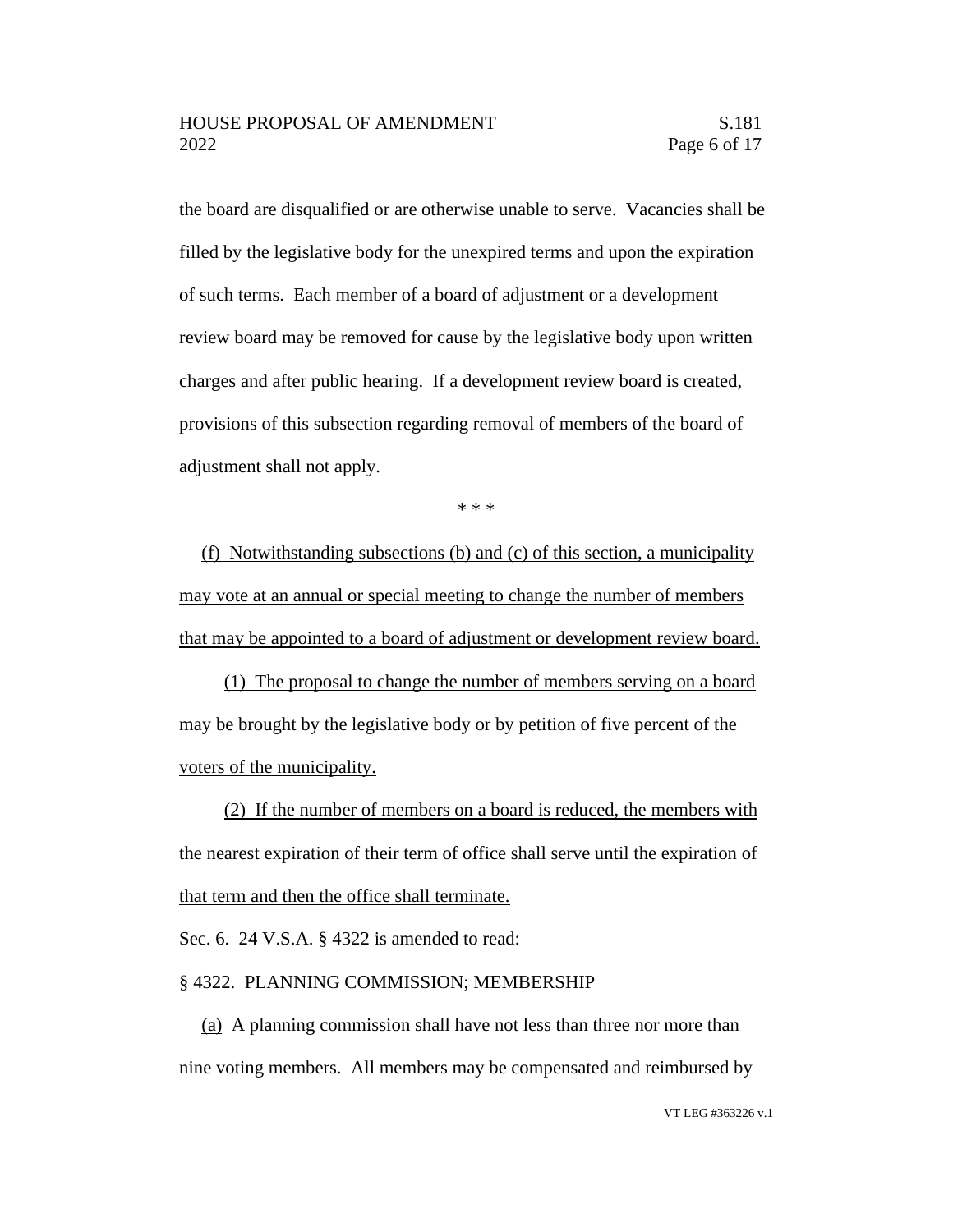the board are disqualified or are otherwise unable to serve. Vacancies shall be filled by the legislative body for the unexpired terms and upon the expiration of such terms. Each member of a board of adjustment or a development review board may be removed for cause by the legislative body upon written charges and after public hearing. If a development review board is created, provisions of this subsection regarding removal of members of the board of adjustment shall not apply.

\* \* \*

<u>(f) Notwithstanding subsections (b) and (c) of this section, a municipality may vote at an annual or special meeting to change the number of members that may be appointed to a board of adjustment or development review board.</u>

<u>(1) The proposal to change the number of members serving on a board may be brought by the legislative body or by petition of five percent of the voters of the municipality.</u>

<u>(2) If the number of members on a board is reduced, the members with the nearest expiration of their term of office shall serve until the expiration of that term and then the office shall terminate.</u>

Sec. 6. 24 V.S.A. § 4322 is amended to read:

§ 4322. PLANNING COMMISSION; MEMBERSHIP

<u>(a)</u> A planning commission shall have not less than three nor more than nine voting members. All members may be compensated and reimbursed by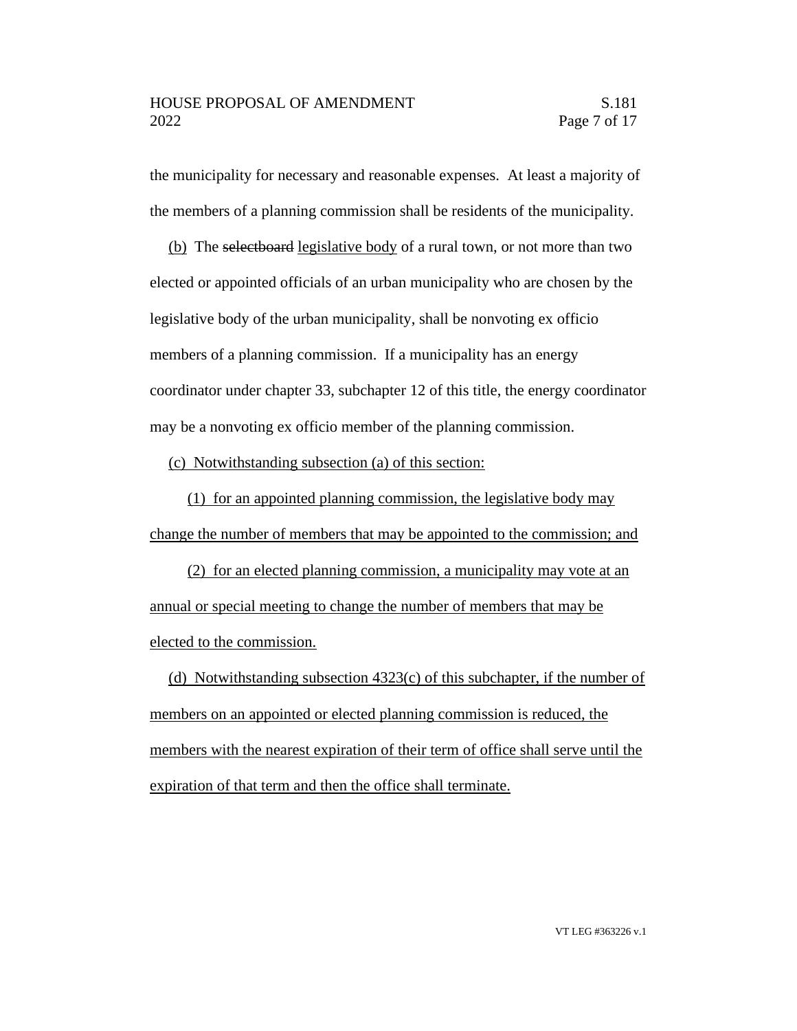the municipality for necessary and reasonable expenses. At least a majority of the members of a planning commission shall be residents of the municipality.

(b) The ~~selectboard~~ legislative body of a rural town, or not more than two elected or appointed officials of an urban municipality who are chosen by the legislative body of the urban municipality, shall be nonvoting ex officio members of a planning commission. If a municipality has an energy coordinator under chapter 33, subchapter 12 of this title, the energy coordinator may be a nonvoting ex officio member of the planning commission.

(c) Notwithstanding subsection (a) of this section:

(1) for an appointed planning commission, the legislative body may change the number of members that may be appointed to the commission; and

(2) for an elected planning commission, a municipality may vote at an annual or special meeting to change the number of members that may be elected to the commission.

(d) Notwithstanding subsection 4323(c) of this subchapter, if the number of members on an appointed or elected planning commission is reduced, the members with the nearest expiration of their term of office shall serve until the expiration of that term and then the office shall terminate.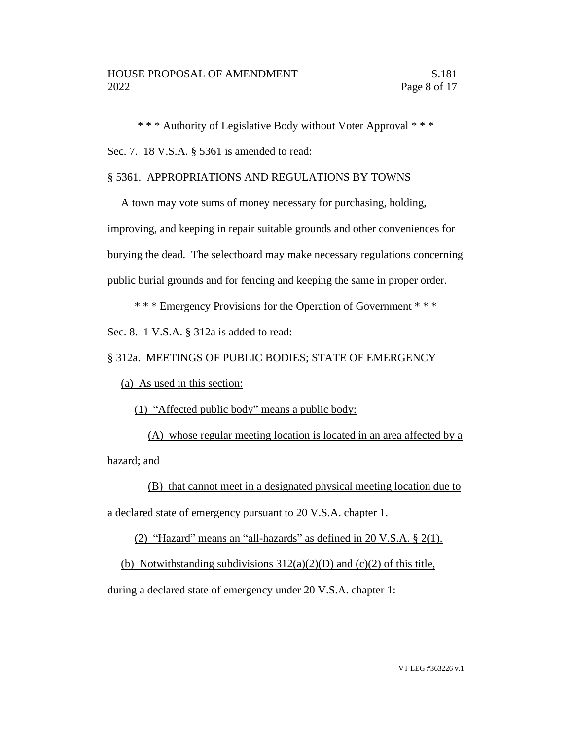\* \* \* Authority of Legislative Body without Voter Approval \* \* \*

Sec. 7. 18 V.S.A. § 5361 is amended to read:

§ 5361. APPROPRIATIONS AND REGULATIONS BY TOWNS

A town may vote sums of money necessary for purchasing, holding, <u>improving,</u> and keeping in repair suitable grounds and other conveniences for burying the dead. The selectboard may make necessary regulations concerning public burial grounds and for fencing and keeping the same in proper order.

\* \* \* Emergency Provisions for the Operation of Government \* \* \*

Sec. 8. 1 V.S.A. § 312a is added to read:

<u>§ 312a. MEETINGS OF PUBLIC BODIES; STATE OF EMERGENCY</u>

<u>(a) As used in this section:</u>

<u>(1) "Affected public body" means a public body:</u>

<u>(A) whose regular meeting location is located in an area affected by a hazard; and</u>

<u>(B) that cannot meet in a designated physical meeting location due to a declared state of emergency pursuant to 20 V.S.A. chapter 1.</u>

<u>(2) "Hazard" means an "all-hazards" as defined in 20 V.S.A. § 2(1).</u>

<u>(b) Notwithstanding subdivisions 312(a)(2)(D) and (c)(2) of this title, during a declared state of emergency under 20 V.S.A. chapter 1:</u>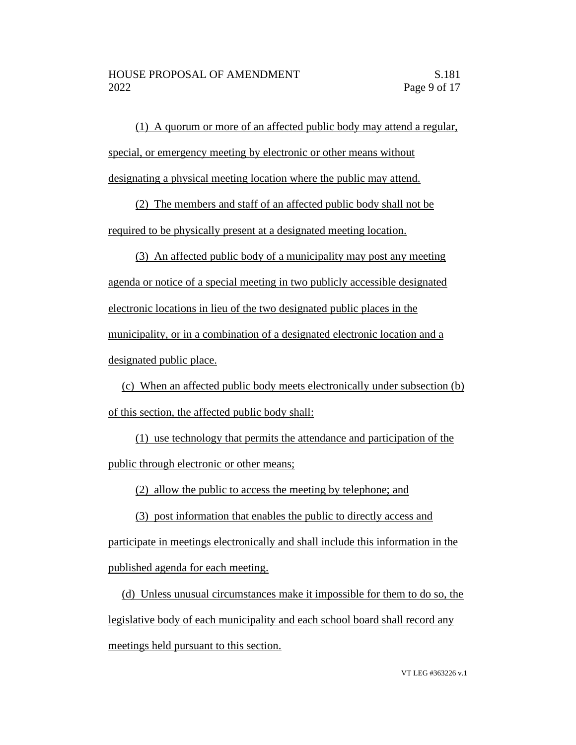(1) A quorum or more of an affected public body may attend a regular, special, or emergency meeting by electronic or other means without designating a physical meeting location where the public may attend.

(2) The members and staff of an affected public body shall not be required to be physically present at a designated meeting location.

(3) An affected public body of a municipality may post any meeting agenda or notice of a special meeting in two publicly accessible designated electronic locations in lieu of the two designated public places in the municipality, or in a combination of a designated electronic location and a designated public place.

(c) When an affected public body meets electronically under subsection (b) of this section, the affected public body shall:

(1) use technology that permits the attendance and participation of the public through electronic or other means;

(2) allow the public to access the meeting by telephone; and

(3) post information that enables the public to directly access and participate in meetings electronically and shall include this information in the published agenda for each meeting.

(d) Unless unusual circumstances make it impossible for them to do so, the legislative body of each municipality and each school board shall record any meetings held pursuant to this section.

VT LEG #363226 v.1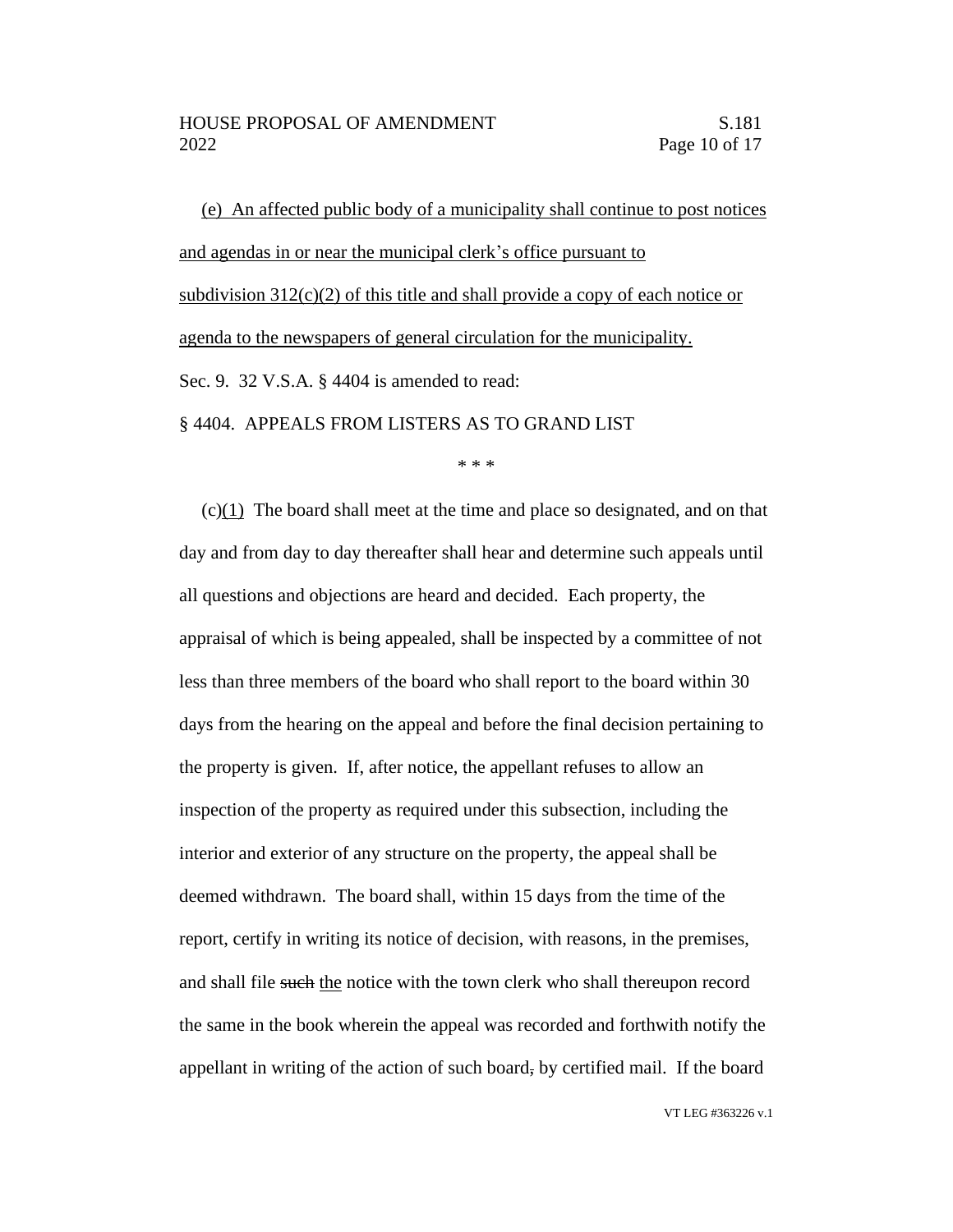<u>(e) An affected public body of a municipality shall continue to post notices and agendas in or near the municipal clerk's office pursuant to subdivision 312(c)(2) of this title and shall provide a copy of each notice or agenda to the newspapers of general circulation for the municipality.</u>

Sec. 9. 32 V.S.A. § 4404 is amended to read:

§ 4404. APPEALS FROM LISTERS AS TO GRAND LIST

\* \* \*

(c)<u>(1)</u> The board shall meet at the time and place so designated, and on that day and from day to day thereafter shall hear and determine such appeals until all questions and objections are heard and decided. Each property, the appraisal of which is being appealed, shall be inspected by a committee of not less than three members of the board who shall report to the board within 30 days from the hearing on the appeal and before the final decision pertaining to the property is given. If, after notice, the appellant refuses to allow an inspection of the property as required under this subsection, including the interior and exterior of any structure on the property, the appeal shall be deemed withdrawn. The board shall, within 15 days from the time of the report, certify in writing its notice of decision, with reasons, in the premises, and shall file ~~such~~ <u>the</u> notice with the town clerk who shall thereupon record the same in the book wherein the appeal was recorded and forthwith notify the appellant in writing of the action of such board~~,~~ by certified mail. If the board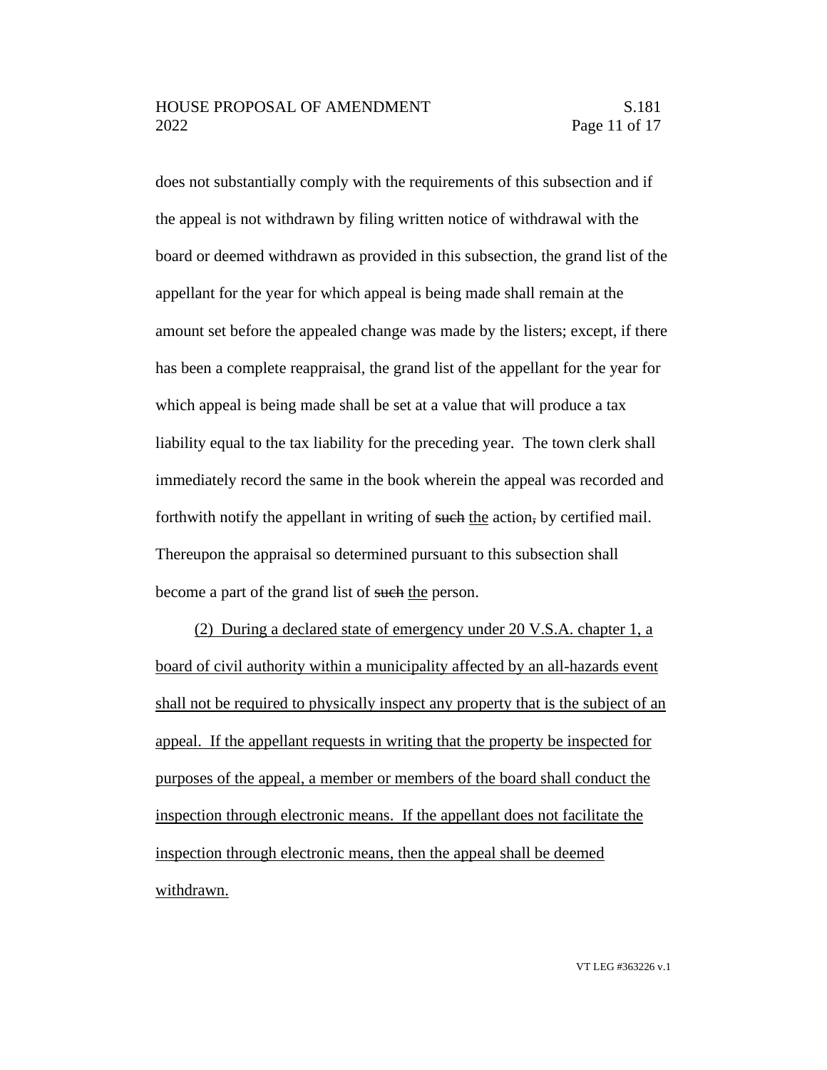does not substantially comply with the requirements of this subsection and if the appeal is not withdrawn by filing written notice of withdrawal with the board or deemed withdrawn as provided in this subsection, the grand list of the appellant for the year for which appeal is being made shall remain at the amount set before the appealed change was made by the listers; except, if there has been a complete reappraisal, the grand list of the appellant for the year for which appeal is being made shall be set at a value that will produce a tax liability equal to the tax liability for the preceding year. The town clerk shall immediately record the same in the book wherein the appeal was recorded and forthwith notify the appellant in writing of ~~such~~ <u>the</u> action~~,~~ by certified mail. Thereupon the appraisal so determined pursuant to this subsection shall become a part of the grand list of ~~such~~ <u>the</u> person.

<u>(2) During a declared state of emergency under 20 V.S.A. chapter 1, a board of civil authority within a municipality affected by an all-hazards event shall not be required to physically inspect any property that is the subject of an appeal. If the appellant requests in writing that the property be inspected for purposes of the appeal, a member or members of the board shall conduct the inspection through electronic means. If the appellant does not facilitate the inspection through electronic means, then the appeal shall be deemed withdrawn.</u>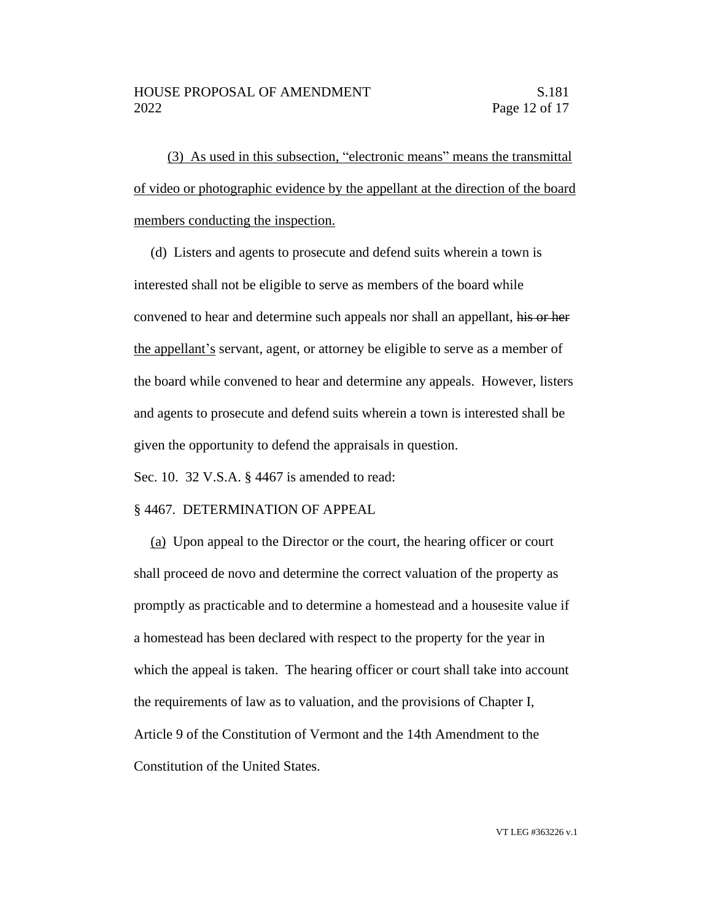(3) As used in this subsection, "electronic means" means the transmittal of video or photographic evidence by the appellant at the direction of the board members conducting the inspection.

(d) Listers and agents to prosecute and defend suits wherein a town is interested shall not be eligible to serve as members of the board while convened to hear and determine such appeals nor shall an appellant, ~~his or her~~ the appellant's servant, agent, or attorney be eligible to serve as a member of the board while convened to hear and determine any appeals. However, listers and agents to prosecute and defend suits wherein a town is interested shall be given the opportunity to defend the appraisals in question.

Sec. 10. 32 V.S.A. § 4467 is amended to read:

§ 4467. DETERMINATION OF APPEAL

(a) Upon appeal to the Director or the court, the hearing officer or court shall proceed de novo and determine the correct valuation of the property as promptly as practicable and to determine a homestead and a housesite value if a homestead has been declared with respect to the property for the year in which the appeal is taken. The hearing officer or court shall take into account the requirements of law as to valuation, and the provisions of Chapter I, Article 9 of the Constitution of Vermont and the 14th Amendment to the Constitution of the United States.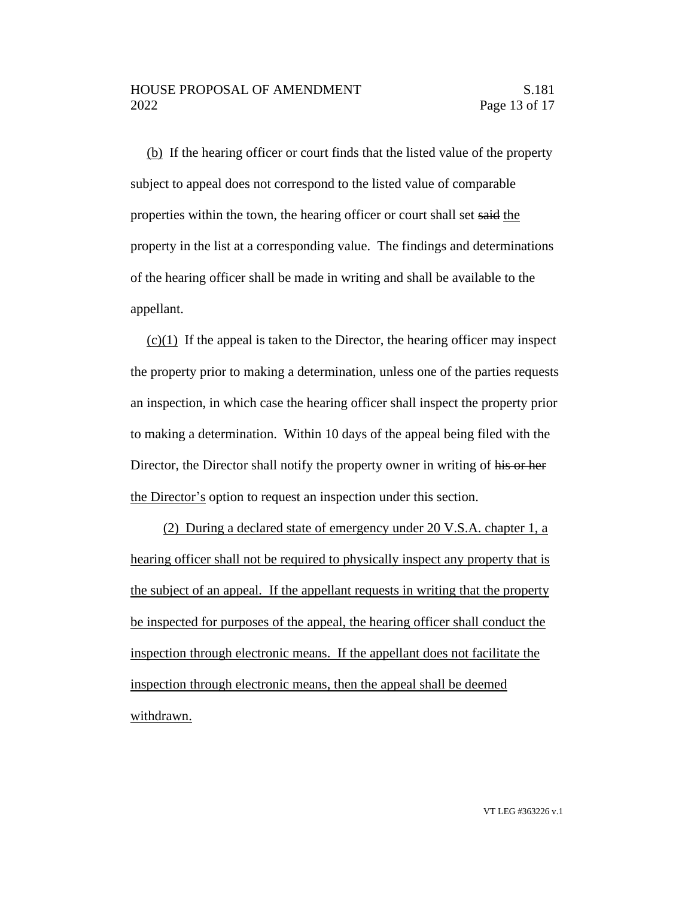(b) If the hearing officer or court finds that the listed value of the property subject to appeal does not correspond to the listed value of comparable properties within the town, the hearing officer or court shall set ~~said~~ the property in the list at a corresponding value. The findings and determinations of the hearing officer shall be made in writing and shall be available to the appellant.

(c)(1) If the appeal is taken to the Director, the hearing officer may inspect the property prior to making a determination, unless one of the parties requests an inspection, in which case the hearing officer shall inspect the property prior to making a determination. Within 10 days of the appeal being filed with the Director, the Director shall notify the property owner in writing of ~~his or her~~ the Director's option to request an inspection under this section.

(2) During a declared state of emergency under 20 V.S.A. chapter 1, a hearing officer shall not be required to physically inspect any property that is the subject of an appeal. If the appellant requests in writing that the property be inspected for purposes of the appeal, the hearing officer shall conduct the inspection through electronic means. If the appellant does not facilitate the inspection through electronic means, then the appeal shall be deemed withdrawn.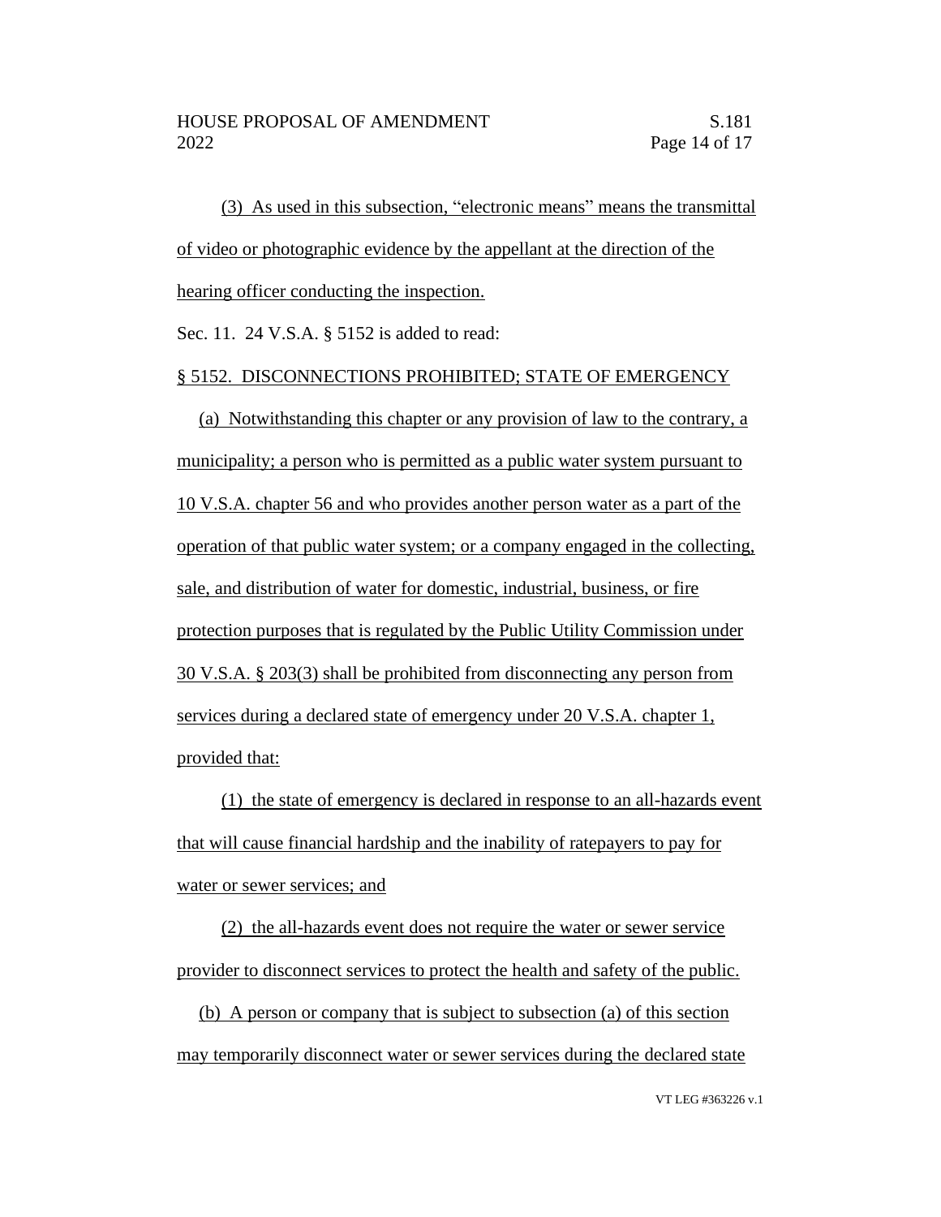(3) As used in this subsection, "electronic means" means the transmittal of video or photographic evidence by the appellant at the direction of the hearing officer conducting the inspection.

Sec. 11. 24 V.S.A. § 5152 is added to read:

§ 5152. DISCONNECTIONS PROHIBITED; STATE OF EMERGENCY

(a) Notwithstanding this chapter or any provision of law to the contrary, a municipality; a person who is permitted as a public water system pursuant to 10 V.S.A. chapter 56 and who provides another person water as a part of the operation of that public water system; or a company engaged in the collecting, sale, and distribution of water for domestic, industrial, business, or fire protection purposes that is regulated by the Public Utility Commission under 30 V.S.A. § 203(3) shall be prohibited from disconnecting any person from services during a declared state of emergency under 20 V.S.A. chapter 1, provided that:

(1) the state of emergency is declared in response to an all-hazards event that will cause financial hardship and the inability of ratepayers to pay for water or sewer services; and

(2) the all-hazards event does not require the water or sewer service provider to disconnect services to protect the health and safety of the public.

(b) A person or company that is subject to subsection (a) of this section may temporarily disconnect water or sewer services during the declared state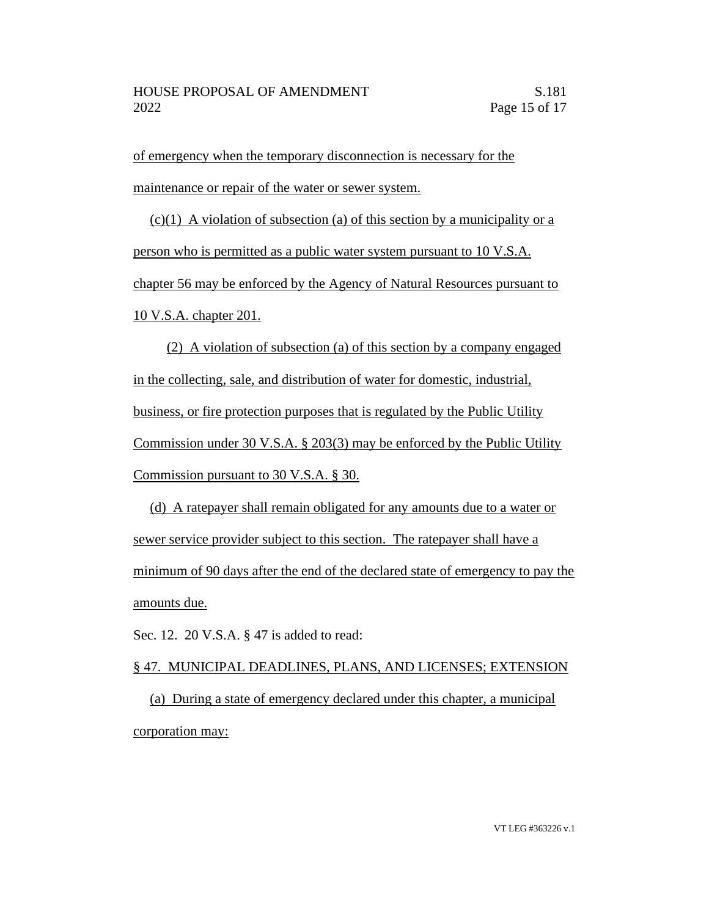of emergency when the temporary disconnection is necessary for the maintenance or repair of the water or sewer system.

(c)(1) A violation of subsection (a) of this section by a municipality or a person who is permitted as a public water system pursuant to 10 V.S.A. chapter 56 may be enforced by the Agency of Natural Resources pursuant to 10 V.S.A. chapter 201.

(2) A violation of subsection (a) of this section by a company engaged in the collecting, sale, and distribution of water for domestic, industrial, business, or fire protection purposes that is regulated by the Public Utility Commission under 30 V.S.A. § 203(3) may be enforced by the Public Utility Commission pursuant to 30 V.S.A. § 30.

(d) A ratepayer shall remain obligated for any amounts due to a water or sewer service provider subject to this section. The ratepayer shall have a minimum of 90 days after the end of the declared state of emergency to pay the amounts due.

Sec. 12. 20 V.S.A. § 47 is added to read:

§ 47. MUNICIPAL DEADLINES, PLANS, AND LICENSES; EXTENSION

(a) During a state of emergency declared under this chapter, a municipal corporation may: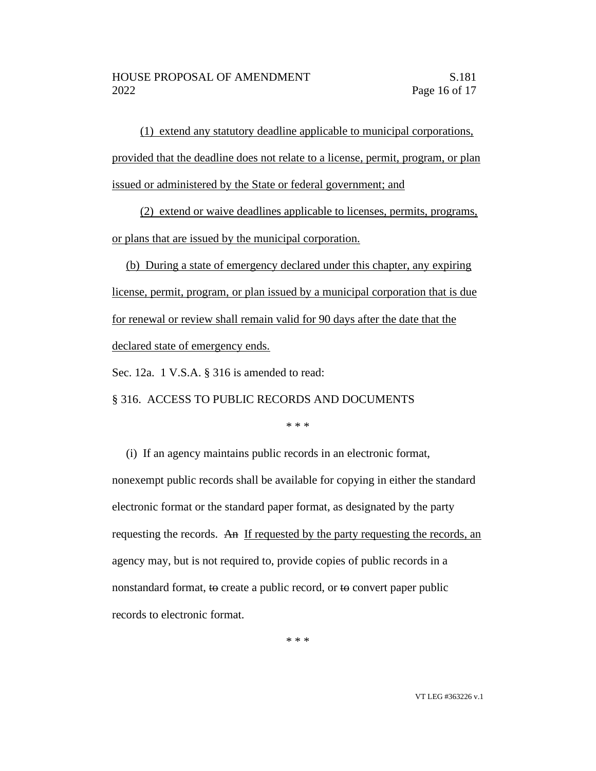(1) extend any statutory deadline applicable to municipal corporations, provided that the deadline does not relate to a license, permit, program, or plan issued or administered by the State or federal government; and

(2) extend or waive deadlines applicable to licenses, permits, programs, or plans that are issued by the municipal corporation.

(b) During a state of emergency declared under this chapter, any expiring license, permit, program, or plan issued by a municipal corporation that is due for renewal or review shall remain valid for 90 days after the date that the declared state of emergency ends.

Sec. 12a. 1 V.S.A. § 316 is amended to read:

§ 316. ACCESS TO PUBLIC RECORDS AND DOCUMENTS

\* \* \*

(i) If an agency maintains public records in an electronic format, nonexempt public records shall be available for copying in either the standard electronic format or the standard paper format, as designated by the party requesting the records. ~~An~~ If requested by the party requesting the records, an agency may, but is not required to, provide copies of public records in a nonstandard format, ~~to~~ create a public record, or ~~to~~ convert paper public records to electronic format.

\* \* \*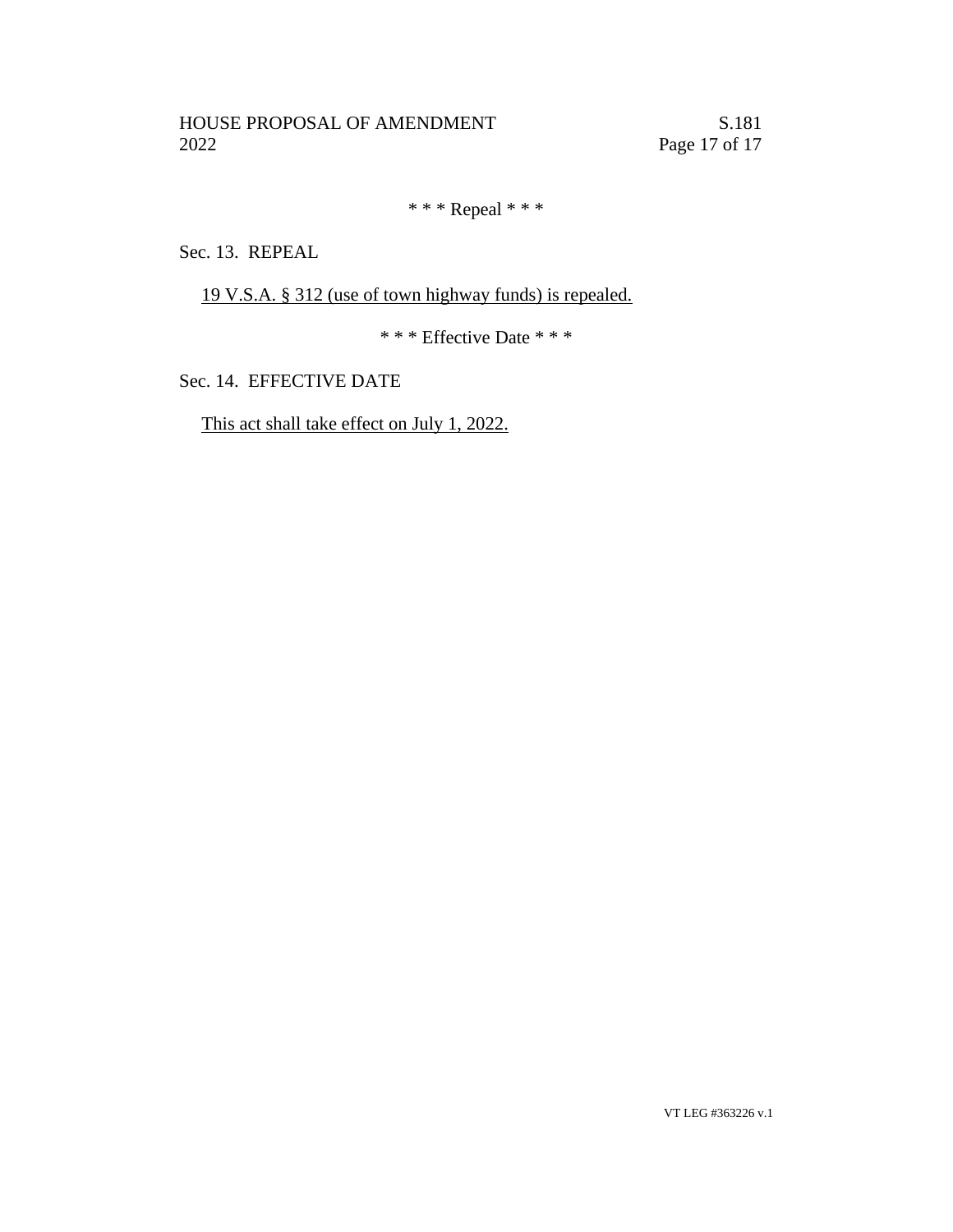\* \* \* Repeal \* \* \*

Sec. 13. REPEAL

<u>19 V.S.A. § 312 (use of town highway funds) is repealed.</u>

\* \* \* Effective Date \* \* \*

Sec. 14. EFFECTIVE DATE

<u>This act shall take effect on July 1, 2022.</u>